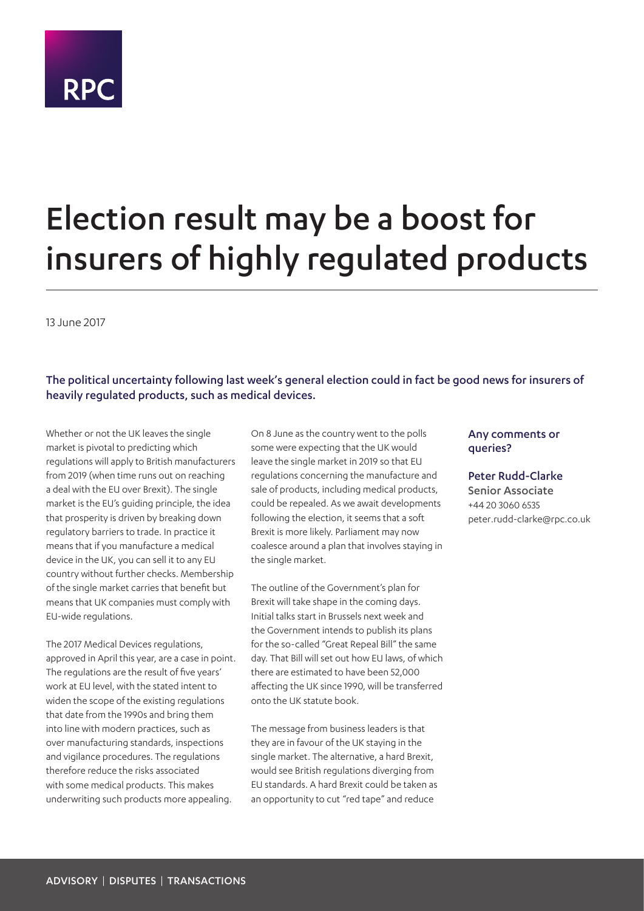RPC

# Election result may be a boost for insurers of highly regulated products

13 June 2017

**The political uncertainty following last week's general election could in fact be good news for insurers of heavily regulated products, such as medical devices.**

Whether or not the UK leaves the single market is pivotal to predicting which regulations will apply to British manufacturers from 2019 (when time runs out on reaching a deal with the EU over Brexit). The single market is the EU's guiding principle, the idea that prosperity is driven by breaking down regulatory barriers to trade. In practice it means that if you manufacture a medical device in the UK, you can sell it to any EU country without further checks. Membership of the single market carries that benefit but means that UK companies must comply with EU-wide regulations.

The 2017 Medical Devices regulations, approved in April this year, are a case in point. The regulations are the result of five years' work at EU level, with the stated intent to widen the scope of the existing regulations that date from the 1990s and bring them into line with modern practices, such as over manufacturing standards, inspections and vigilance procedures. The regulations therefore reduce the risks associated with some medical products. This makes underwriting such products more appealing.

On 8 June as the country went to the polls some were expecting that the UK would leave the single market in 2019 so that EU regulations concerning the manufacture and sale of products, including medical products, could be repealed. As we await developments following the election, it seems that a soft Brexit is more likely. Parliament may now coalesce around a plan that involves staying in the single market.

The outline of the Government's plan for Brexit will take shape in the coming days. Initial talks start in Brussels next week and the Government intends to publish its plans for the so-called "Great Repeal Bill" the same day. That Bill will set out how EU laws, of which there are estimated to have been 52,000 affecting the UK since 1990, will be transferred onto the UK statute book.

The message from business leaders is that they are in favour of the UK staying in the single market. The alternative, a hard Brexit, would see British regulations diverging from EU standards. A hard Brexit could be taken as an opportunity to cut "red tape" and reduce

### Any comments or queries?

**Peter Rudd-Clarke**
Senior Associate
+44 20 3060 6535
peter.rudd-clarke@rpc.co.uk

ADVISORY | DISPUTES | TRANSACTIONS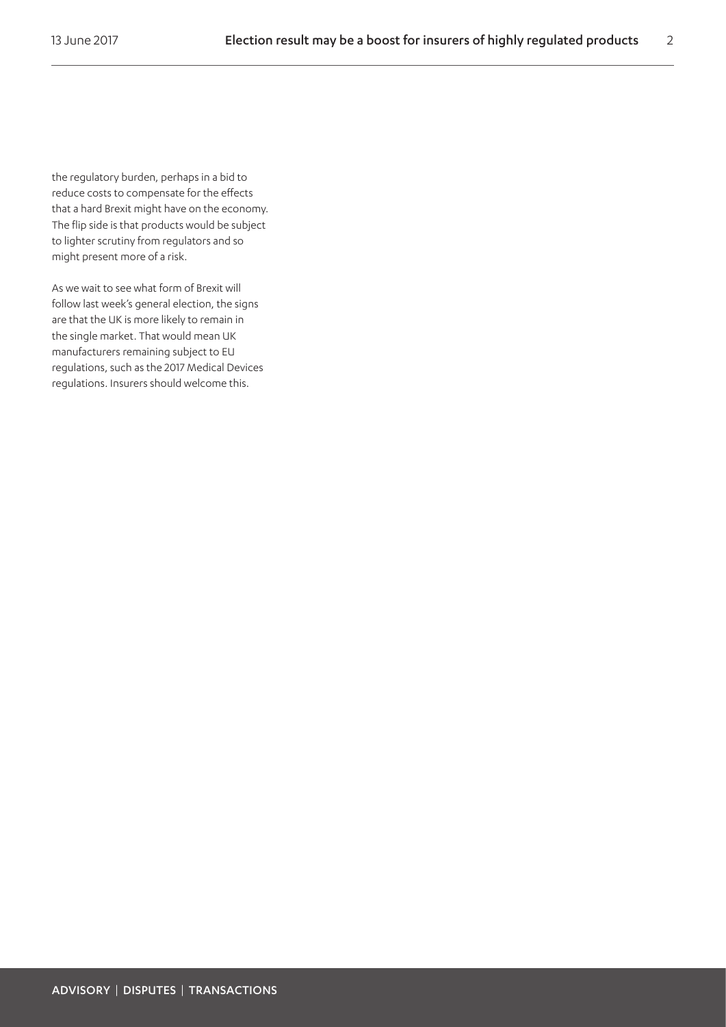the regulatory burden, perhaps in a bid to reduce costs to compensate for the effects that a hard Brexit might have on the economy. The flip side is that products would be subject to lighter scrutiny from regulators and so might present more of a risk.

As we wait to see what form of Brexit will follow last week's general election, the signs are that the UK is more likely to remain in the single market. That would mean UK manufacturers remaining subject to EU regulations, such as the 2017 Medical Devices regulations. Insurers should welcome this.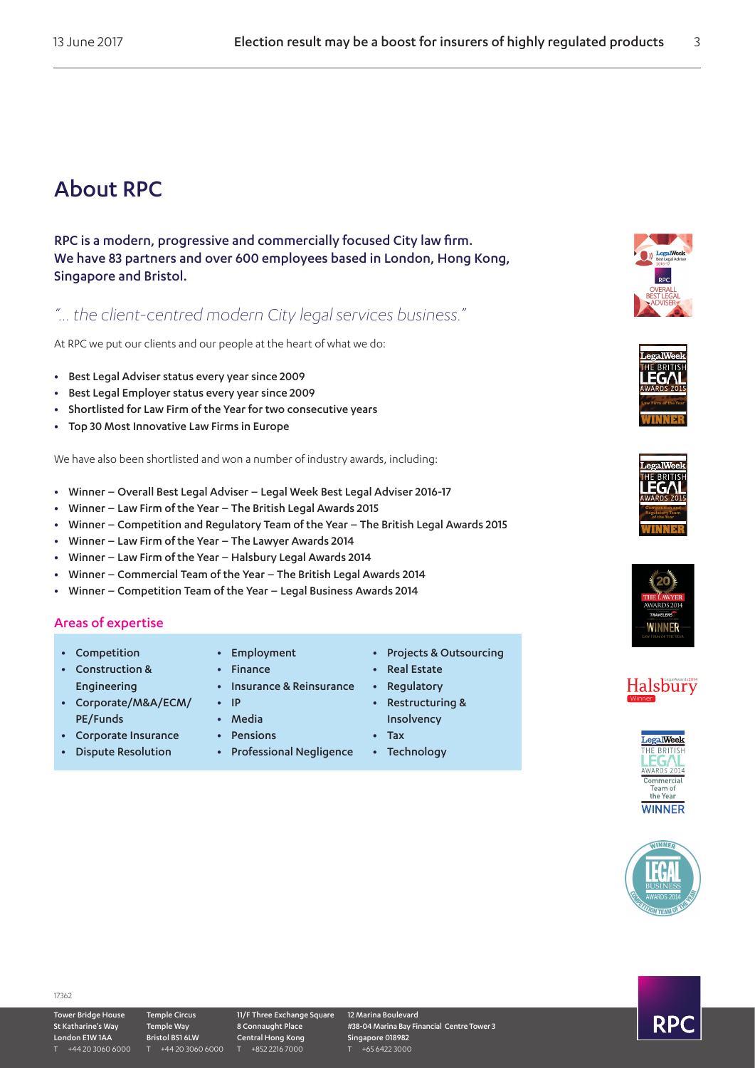# About RPC

RPC is a modern, progressive and commercially focused City law firm. We have 83 partners and over 600 employees based in London, Hong Kong, Singapore and Bristol.

*"... the client-centred modern City legal services business."*

At RPC we put our clients and our people at the heart of what we do:

- Best Legal Adviser status every year since 2009
- Best Legal Employer status every year since 2009
- Shortlisted for Law Firm of the Year for two consecutive years
- Top 30 Most Innovative Law Firms in Europe

We have also been shortlisted and won a number of industry awards, including:

- Winner – Overall Best Legal Adviser – Legal Week Best Legal Adviser 2016-17
- Winner – Law Firm of the Year – The British Legal Awards 2015
- Winner – Competition and Regulatory Team of the Year – The British Legal Awards 2015
- Winner – Law Firm of the Year – The Lawyer Awards 2014
- Winner – Law Firm of the Year – Halsbury Legal Awards 2014
- Winner – Commercial Team of the Year – The British Legal Awards 2014
- Winner – Competition Team of the Year – Legal Business Awards 2014

## Areas of expertise

- Competition
- Construction & Engineering
- Corporate/M&A/ECM/PE/Funds
- Corporate Insurance
- Dispute Resolution
- Employment
- Finance
- Insurance & Reinsurance
- IP
- Media
- Pensions
- Professional Negligence
- Projects & Outsourcing
- Real Estate
- Regulatory
- Restructuring & Insolvency
- Tax
- Technology

17362

Tower Bridge House
St Katharine's Way
London E1W 1AA
T +44 20 3060 6000

Temple Circus
Temple Way
Bristol BS1 6LW
T +44 20 3060 6000

11/F Three Exchange Square
8 Connaught Place
Central Hong Kong
T +852 2216 7000

12 Marina Boulevard
#38-04 Marina Bay Financial Centre Tower 3
Singapore 018982
T +65 6422 3000